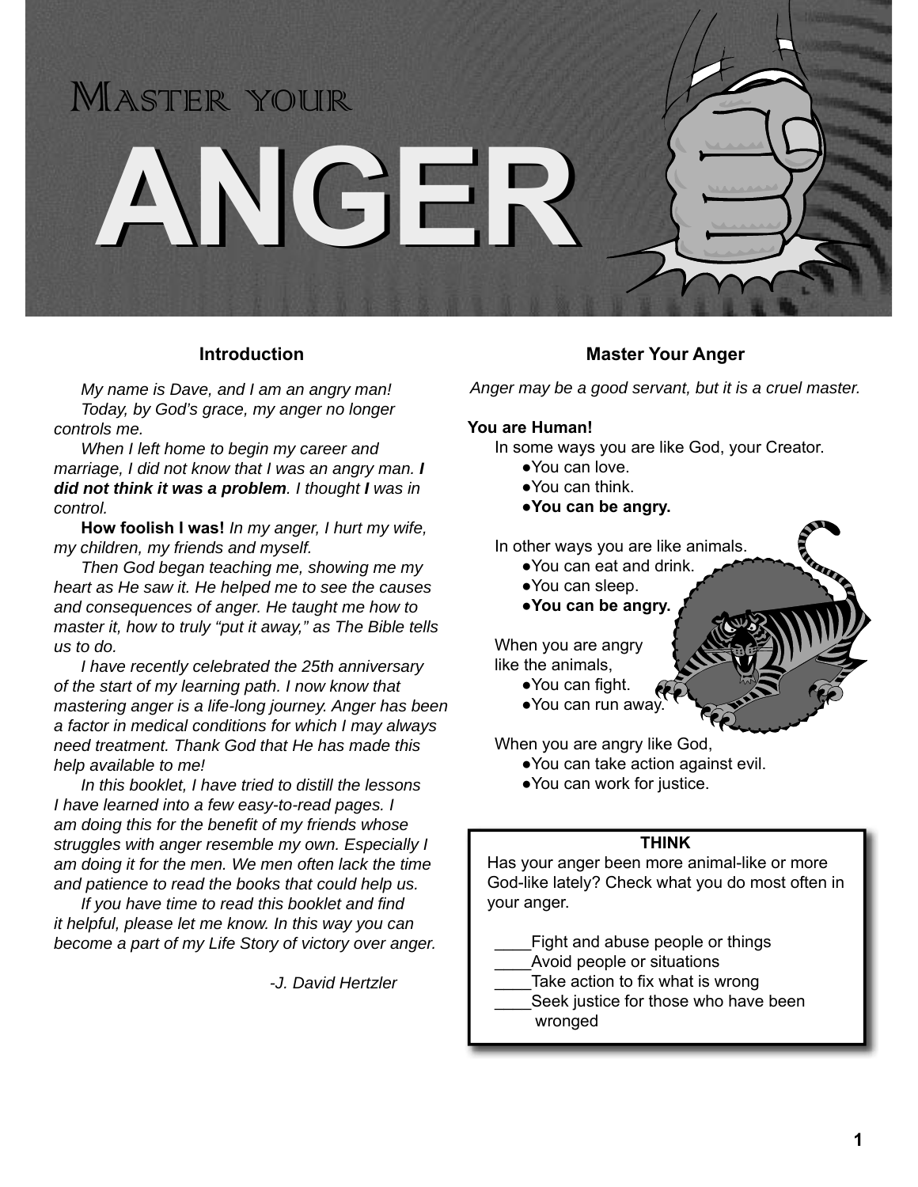# Master your ANGER

## Introduction

*My name is Dave, and I am an angry man!*

*Today, by God's grace, my anger no longer controls me.*

*When I left home to begin my career and marriage, I did not know that I was an angry man.* ***I did not think it was a problem****. I thought* ***I*** *was in control.*

**How foolish I was!** *In my anger, I hurt my wife, my children, my friends and myself.*

*Then God began teaching me, showing me my heart as He saw it. He helped me to see the causes and consequences of anger. He taught me how to master it, how to truly "put it away," as The Bible tells us to do.*

*I have recently celebrated the 25th anniversary of the start of my learning path. I now know that mastering anger is a life-long journey. Anger has been a factor in medical conditions for which I may always need treatment. Thank God that He has made this help available to me!*

*In this booklet, I have tried to distill the lessons I have learned into a few easy-to-read pages. I am doing this for the benefit of my friends whose struggles with anger resemble my own. Especially I am doing it for the men. We men often lack the time and patience to read the books that could help us.*

*If you have time to read this booklet and find it helpful, please let me know. In this way you can become a part of my Life Story of victory over anger.*

*-J. David Hertzler*

## Master Your Anger

*Anger may be a good servant, but it is a cruel master.*

**You are Human!**

In some ways you are like God, your Creator.

- You can love.
- You can think.
- **You can be angry.**

In other ways you are like animals.

- You can eat and drink.
- You can sleep.
- **You can be angry.**

When you are angry like the animals,

- You can fight.
- You can run away.

When you are angry like God,

- You can take action against evil.
- You can work for justice.

> **THINK**
>
> Has your anger been more animal-like or more God-like lately? Check what you do most often in your anger.
>
> ____Fight and abuse people or things
> ____Avoid people or situations
> ____Take action to fix what is wrong
> ____Seek justice for those who have been wronged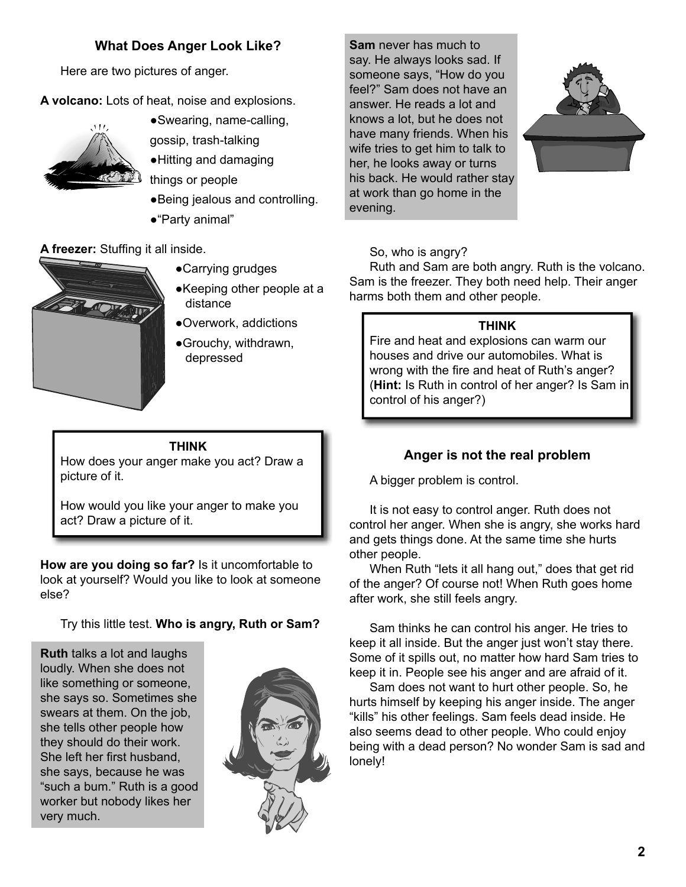## What Does Anger Look Like?

Here are two pictures of anger.

**A volcano:** Lots of heat, noise and explosions.

- Swearing, name-calling, gossip, trash-talking
- Hitting and damaging things or people
- Being jealous and controlling.
- "Party animal"

**A freezer:** Stuffing it all inside.

- Carrying grudges
- Keeping other people at a distance
- Overwork, addictions
- Grouchy, withdrawn, depressed

> **THINK**
>
> How does your anger make you act? Draw a picture of it.
>
> How would you like your anger to make you act? Draw a picture of it.

**How are you doing so far?** Is it uncomfortable to look at yourself? Would you like to look at someone else?

Try this little test. **Who is angry, Ruth or Sam?**

**Ruth** talks a lot and laughs loudly. When she does not like something or someone, she says so. Sometimes she swears at them. On the job, she tells other people how they should do their work. She left her first husband, she says, because he was "such a bum." Ruth is a good worker but nobody likes her very much.

**Sam** never has much to say. He always looks sad. If someone says, "How do you feel?" Sam does not have an answer. He reads a lot and knows a lot, but he does not have many friends. When his wife tries to get him to talk to her, he looks away or turns his back. He would rather stay at work than go home in the evening.

So, who is angry?

Ruth and Sam are both angry. Ruth is the volcano. Sam is the freezer. They both need help. Their anger harms both them and other people.

> **THINK**
>
> Fire and heat and explosions can warm our houses and drive our automobiles. What is wrong with the fire and heat of Ruth's anger? (**Hint:** Is Ruth in control of her anger? Is Sam in control of his anger?)

## Anger is not the real problem

A bigger problem is control.

It is not easy to control anger. Ruth does not control her anger. When she is angry, she works hard and gets things done. At the same time she hurts other people.

When Ruth "lets it all hang out," does that get rid of the anger? Of course not! When Ruth goes home after work, she still feels angry.

Sam thinks he can control his anger. He tries to keep it all inside. But the anger just won't stay there. Some of it spills out, no matter how hard Sam tries to keep it in. People see his anger and are afraid of it.

Sam does not want to hurt other people. So, he hurts himself by keeping his anger inside. The anger "kills" his other feelings. Sam feels dead inside. He also seems dead to other people. Who could enjoy being with a dead person? No wonder Sam is sad and lonely!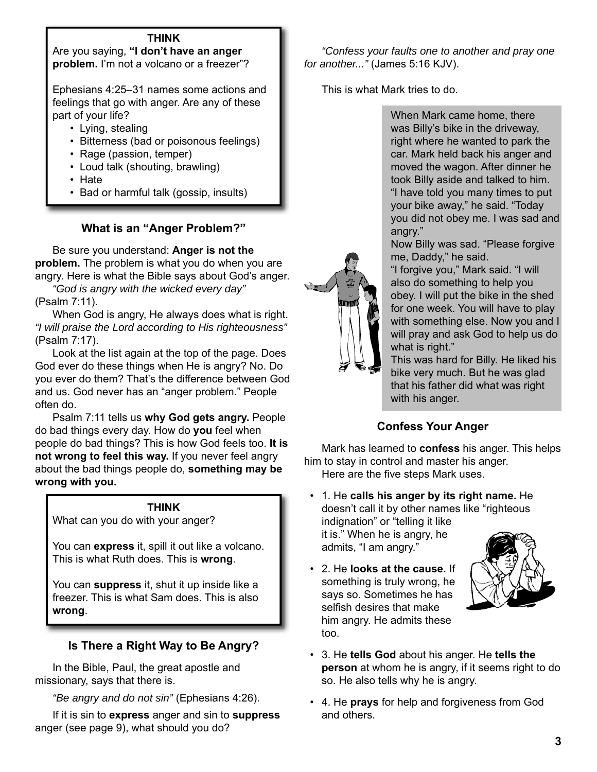**THINK**

Are you saying, **"I don't have an anger problem.** I'm not a volcano or a freezer"?

Ephesians 4:25–31 names some actions and feelings that go with anger. Are any of these part of your life?

- Lying, stealing
- Bitterness (bad or poisonous feelings)
- Rage (passion, temper)
- Loud talk (shouting, brawling)
- Hate
- Bad or harmful talk (gossip, insults)

### What is an "Anger Problem?"

Be sure you understand: **Anger is not the problem.** The problem is what you do when you are angry. Here is what the Bible says about God's anger.

*"God is angry with the wicked every day"* (Psalm 7:11).

When God is angry, He always does what is right. *"I will praise the Lord according to His righteousness"* (Psalm 7:17).

Look at the list again at the top of the page. Does God ever do these things when He is angry? No. Do you ever do them? That's the difference between God and us. God never has an "anger problem." People often do.

Psalm 7:11 tells us **why God gets angry.** People do bad things every day. How do **you** feel when people do bad things? This is how God feels too. **It is not wrong to feel this way.** If you never feel angry about the bad things people do, **something may be wrong with you.**

**THINK**

What can you do with your anger?

You can **express** it, spill it out like a volcano. This is what Ruth does. This is **wrong**.

You can **suppress** it, shut it up inside like a freezer. This is what Sam does. This is also **wrong**.

### Is There a Right Way to Be Angry?

In the Bible, Paul, the great apostle and missionary, says that there is.

*"Be angry and do not sin"* (Ephesians 4:26).

If it is sin to **express** anger and sin to **suppress** anger (see page 9), what should you do?

*"Confess your faults one to another and pray one for another..."* (James 5:16 KJV).

This is what Mark tries to do.

When Mark came home, there was Billy's bike in the driveway, right where he wanted to park the car. Mark held back his anger and moved the wagon. After dinner he took Billy aside and talked to him. "I have told you many times to put your bike away," he said. "Today you did not obey me. I was sad and angry."

Now Billy was sad. "Please forgive me, Daddy," he said.

"I forgive you," Mark said. "I will also do something to help you obey. I will put the bike in the shed for one week. You will have to play with something else. Now you and I will pray and ask God to help us do what is right."

This was hard for Billy. He liked his bike very much. But he was glad that his father did what was right with his anger.

### Confess Your Anger

Mark has learned to **confess** his anger. This helps him to stay in control and master his anger.

Here are the five steps Mark uses.

- 1. He **calls his anger by its right name.** He doesn't call it by other names like "righteous indignation" or "telling it like it is." When he is angry, he admits, "I am angry."
- 2. He **looks at the cause.** If something is truly wrong, he says so. Sometimes he has selfish desires that make him angry. He admits these too.
- 3. He **tells God** about his anger. He **tells the person** at whom he is angry, if it seems right to do so. He also tells why he is angry.
- 4. He **prays** for help and forgiveness from God and others.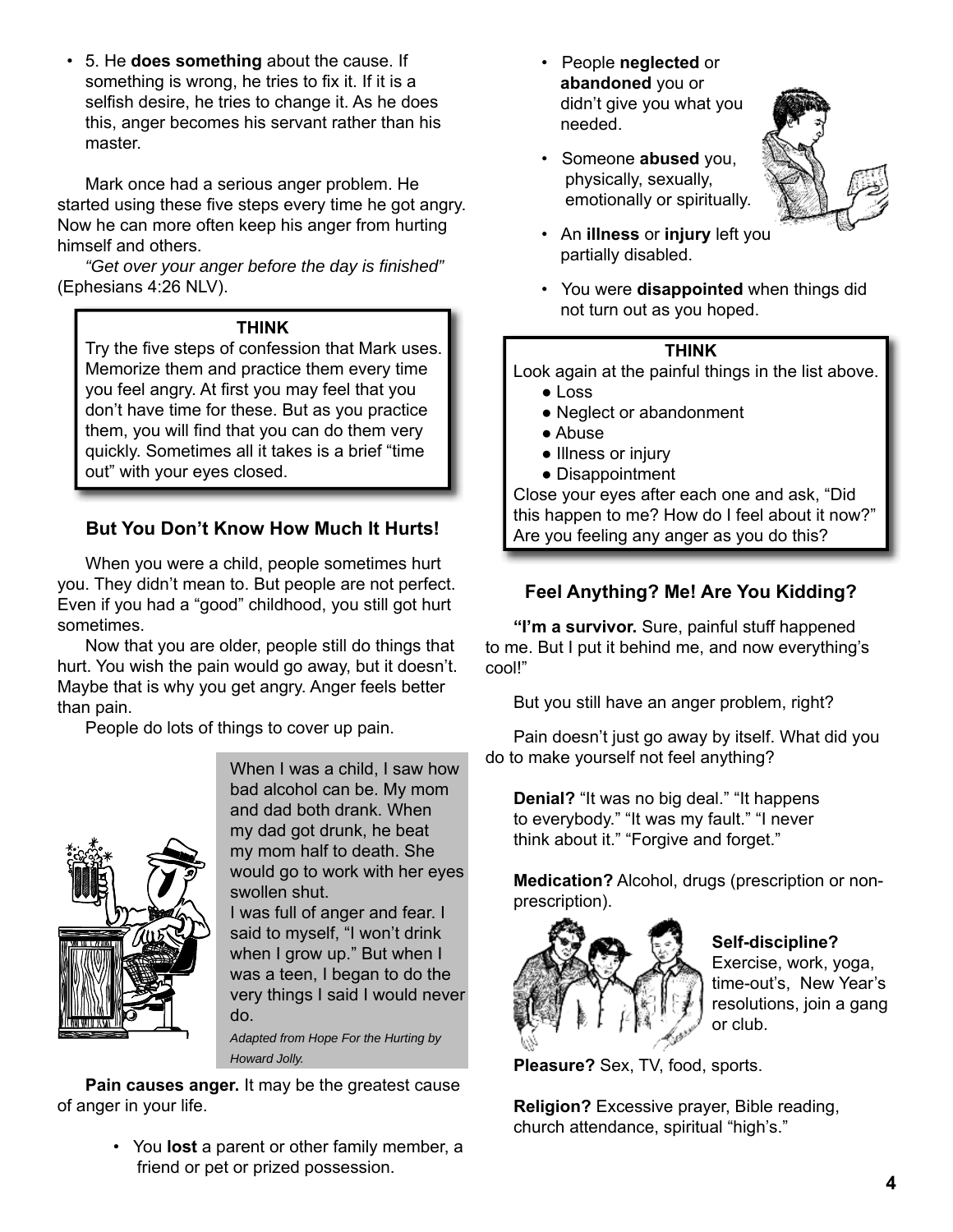- 5. He **does something** about the cause. If something is wrong, he tries to fix it. If it is a selfish desire, he tries to change it. As he does this, anger becomes his servant rather than his master.

Mark once had a serious anger problem. He started using these five steps every time he got angry. Now he can more often keep his anger from hurting himself and others.

*"Get over your anger before the day is finished"* (Ephesians 4:26 NLV).

> **THINK**
>
> Try the five steps of confession that Mark uses. Memorize them and practice them every time you feel angry. At first you may feel that you don't have time for these. But as you practice them, you will find that you can do them very quickly. Sometimes all it takes is a brief "time out" with your eyes closed.

### But You Don't Know How Much It Hurts!

When you were a child, people sometimes hurt you. They didn't mean to. But people are not perfect. Even if you had a "good" childhood, you still got hurt sometimes.

Now that you are older, people still do things that hurt. You wish the pain would go away, but it doesn't. Maybe that is why you get angry. Anger feels better than pain.

People do lots of things to cover up pain.

> When I was a child, I saw how bad alcohol can be. My mom and dad both drank. When my dad got drunk, he beat my mom half to death. She would go to work with her eyes swollen shut.
> I was full of anger and fear. I said to myself, "I won't drink when I grow up." But when I was a teen, I began to do the very things I said I would never do.
>
> *Adapted from Hope For the Hurting by Howard Jolly.*

**Pain causes anger.** It may be the greatest cause of anger in your life.

- You **lost** a parent or other family member, a friend or pet or prized possession.
- People **neglected** or **abandoned** you or didn't give you what you needed.
- Someone **abused** you, physically, sexually, emotionally or spiritually.
- An **illness** or **injury** left you partially disabled.
- You were **disappointed** when things did not turn out as you hoped.

> **THINK**
>
> Look again at the painful things in the list above.
> - Loss
> - Neglect or abandonment
> - Abuse
> - Illness or injury
> - Disappointment
>
> Close your eyes after each one and ask, "Did this happen to me? How do I feel about it now?" Are you feeling any anger as you do this?

### Feel Anything? Me! Are You Kidding?

**"I'm a survivor.** Sure, painful stuff happened to me. But I put it behind me, and now everything's cool!"

But you still have an anger problem, right?

Pain doesn't just go away by itself. What did you do to make yourself not feel anything?

**Denial?** "It was no big deal." "It happens to everybody." "It was my fault." "I never think about it." "Forgive and forget."

**Medication?** Alcohol, drugs (prescription or non-prescription).

**Self-discipline?** Exercise, work, yoga, time-out's, New Year's resolutions, join a gang or club.

**Pleasure?** Sex, TV, food, sports.

**Religion?** Excessive prayer, Bible reading, church attendance, spiritual "high's."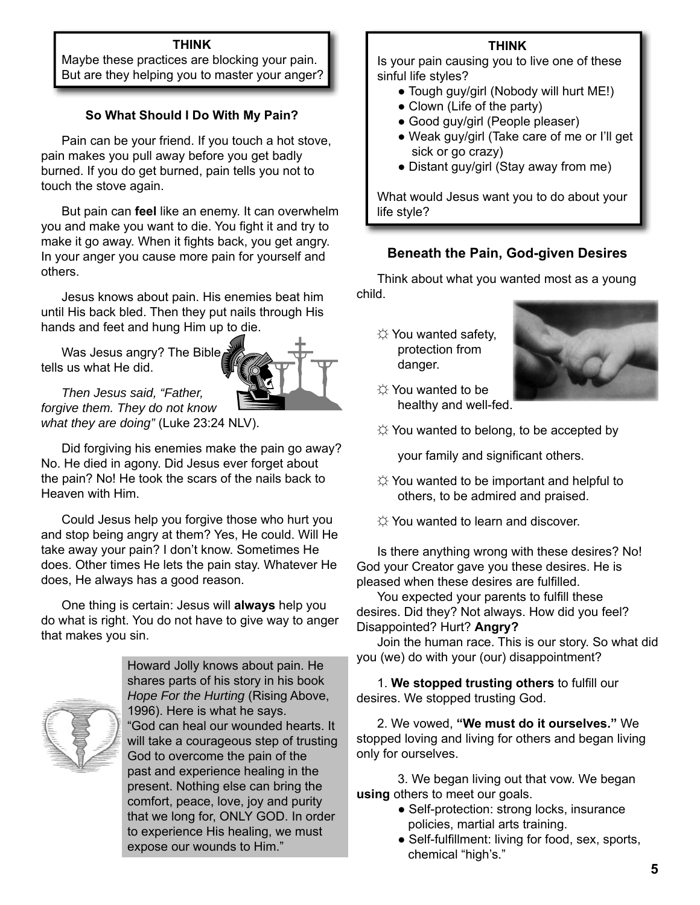**THINK**

Maybe these practices are blocking your pain. But are they helping you to master your anger?

### So What Should I Do With My Pain?

Pain can be your friend. If you touch a hot stove, pain makes you pull away before you get badly burned. If you do get burned, pain tells you not to touch the stove again.

But pain can **feel** like an enemy. It can overwhelm you and make you want to die. You fight it and try to make it go away. When it fights back, you get angry. In your anger you cause more pain for yourself and others.

Jesus knows about pain. His enemies beat him until His back bled. Then they put nails through His hands and feet and hung Him up to die.

Was Jesus angry? The Bible tells us what He did.

*Then Jesus said, "Father, forgive them. They do not know what they are doing"* (Luke 23:24 NLV).

Did forgiving his enemies make the pain go away? No. He died in agony. Did Jesus ever forget about the pain? No! He took the scars of the nails back to Heaven with Him.

Could Jesus help you forgive those who hurt you and stop being angry at them? Yes, He could. Will He take away your pain? I don't know. Sometimes He does. Other times He lets the pain stay. Whatever He does, He always has a good reason.

One thing is certain: Jesus will **always** help you do what is right. You do not have to give way to anger that makes you sin.

Howard Jolly knows about pain. He shares parts of his story in his book *Hope For the Hurting* (Rising Above, 1996). Here is what he says. "God can heal our wounded hearts. It will take a courageous step of trusting God to overcome the pain of the past and experience healing in the present. Nothing else can bring the comfort, peace, love, joy and purity that we long for, ONLY GOD. In order to experience His healing, we must expose our wounds to Him."

**THINK**

Is your pain causing you to live one of these sinful life styles?

- Tough guy/girl (Nobody will hurt ME!)
- Clown (Life of the party)
- Good guy/girl (People pleaser)
- Weak guy/girl (Take care of me or I'll get sick or go crazy)
- Distant guy/girl (Stay away from me)

What would Jesus want you to do about your life style?

### Beneath the Pain, God-given Desires

Think about what you wanted most as a young child.

- ☼ You wanted safety, protection from danger.
- ☼ You wanted to be healthy and well-fed.
- ☼ You wanted to belong, to be accepted by your family and significant others.
- ☼ You wanted to be important and helpful to others, to be admired and praised.
- ☼ You wanted to learn and discover.

Is there anything wrong with these desires? No! God your Creator gave you these desires. He is pleased when these desires are fulfilled.

You expected your parents to fulfill these desires. Did they? Not always. How did you feel? Disappointed? Hurt? **Angry?**

Join the human race. This is our story. So what did you (we) do with your (our) disappointment?

1. **We stopped trusting others** to fulfill our desires. We stopped trusting God.

2. We vowed, **"We must do it ourselves."** We stopped loving and living for others and began living only for ourselves.

3. We began living out that vow. We began **using** others to meet our goals.
   - Self-protection: strong locks, insurance policies, martial arts training.
   - Self-fulfillment: living for food, sex, sports, chemical "high's."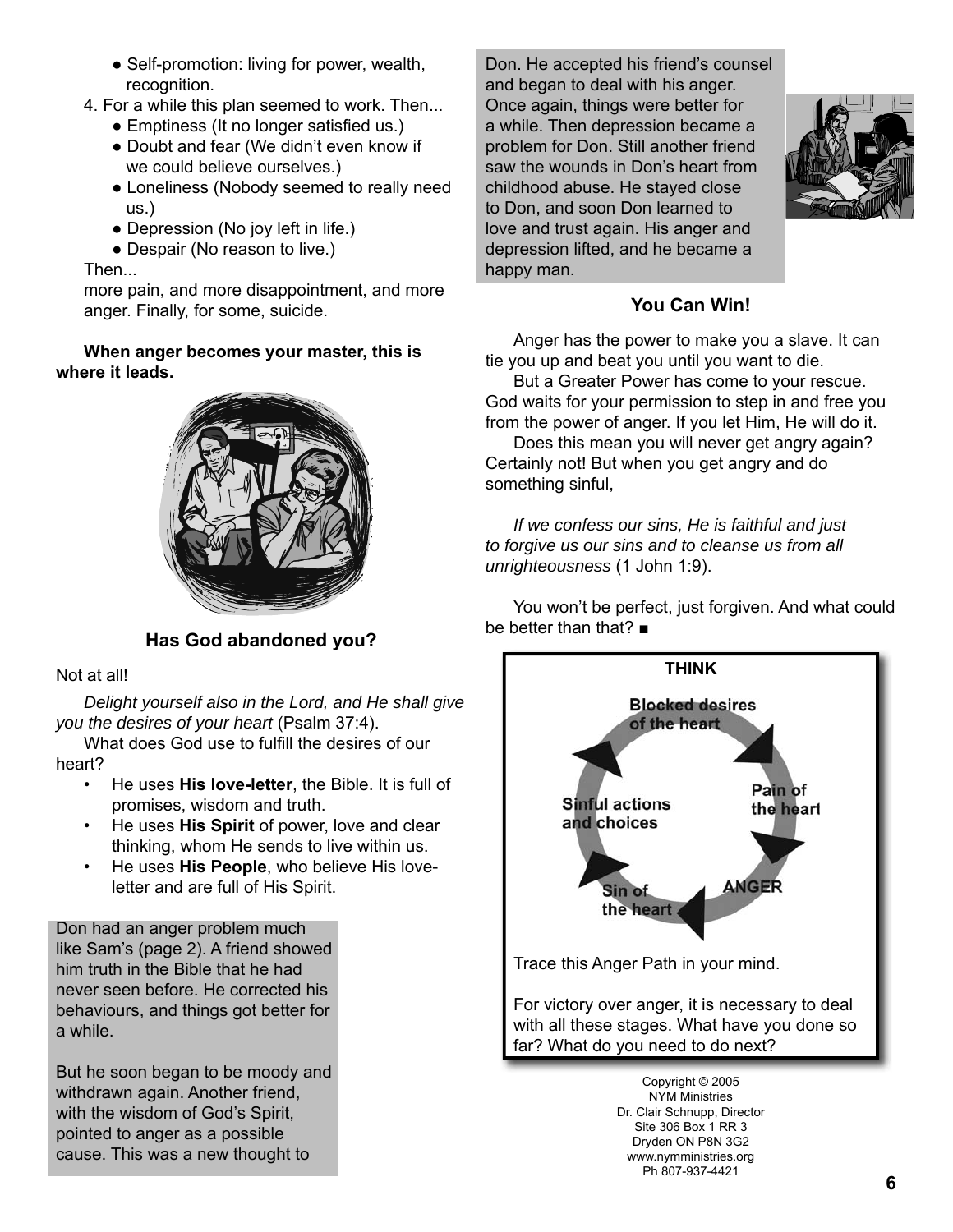- Self-promotion: living for power, wealth, recognition.

4. For a while this plan seemed to work. Then...
   - Emptiness (It no longer satisfied us.)
   - Doubt and fear (We didn't even know if we could believe ourselves.)
   - Loneliness (Nobody seemed to really need us.)
   - Depression (No joy left in life.)
   - Despair (No reason to live.)

   Then...

   more pain, and more disappointment, and more anger. Finally, for some, suicide.

**When anger becomes your master, this is where it leads.**

### Has God abandoned you?

Not at all!

*Delight yourself also in the Lord, and He shall give you the desires of your heart* (Psalm 37:4).

What does God use to fulfill the desires of our heart?

- He uses **His love-letter**, the Bible. It is full of promises, wisdom and truth.
- He uses **His Spirit** of power, love and clear thinking, whom He sends to live within us.
- He uses **His People**, who believe His love-letter and are full of His Spirit.

Don had an anger problem much like Sam's (page 2). A friend showed him truth in the Bible that he had never seen before. He corrected his behaviours, and things got better for a while.

But he soon began to be moody and withdrawn again. Another friend, with the wisdom of God's Spirit, pointed to anger as a possible cause. This was a new thought to Don. He accepted his friend's counsel and began to deal with his anger. Once again, things were better for a while. Then depression became a problem for Don. Still another friend saw the wounds in Don's heart from childhood abuse. He stayed close to Don, and soon Don learned to love and trust again. His anger and depression lifted, and he became a happy man.

### You Can Win!

Anger has the power to make you a slave. It can tie you up and beat you until you want to die.

But a Greater Power has come to your rescue. God waits for your permission to step in and free you from the power of anger. If you let Him, He will do it.

Does this mean you will never get angry again? Certainly not! But when you get angry and do something sinful,

*If we confess our sins, He is faithful and just to forgive us our sins and to cleanse us from all unrighteousness* (1 John 1:9).

You won't be perfect, just forgiven. And what could be better than that? ■

**THINK**

Blocked desires of the heart

Pain of the heart

ANGER

Sin of the heart

Sinful actions and choices

Trace this Anger Path in your mind.

For victory over anger, it is necessary to deal with all these stages. What have you done so far? What do you need to do next?

Copyright © 2005
NYM Ministries
Dr. Clair Schnupp, Director
Site 306 Box 1 RR 3
Dryden ON P8N 3G2
www.nymministries.org
Ph 807-937-4421